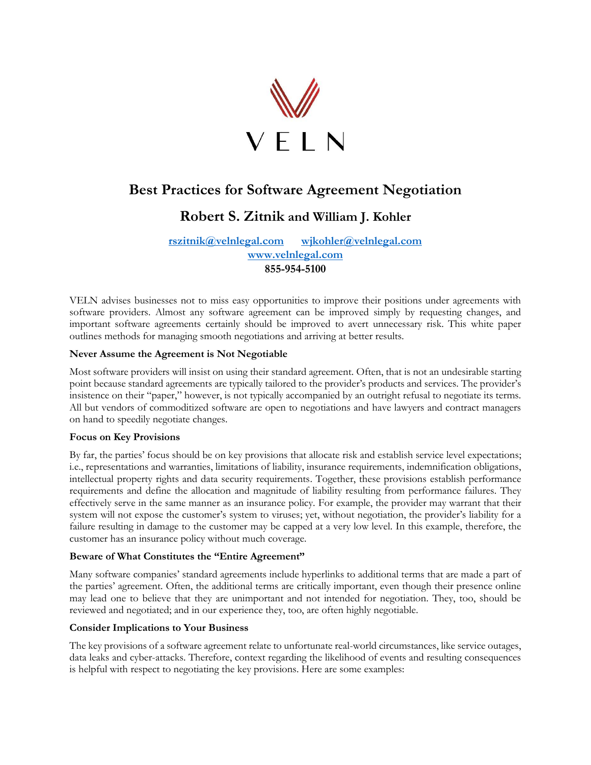VELN

# Best Practices for Software Agreement Negotiation

## Robert S. Zitnik and William J. Kohler

rszitnik@velnlegal.com wjkohler@velnlegal.com
www.velnlegal.com
**855-954-5100**

VELN advises businesses not to miss easy opportunities to improve their positions under agreements with software providers. Almost any software agreement can be improved simply by requesting changes, and important software agreements certainly should be improved to avert unnecessary risk. This white paper outlines methods for managing smooth negotiations and arriving at better results.

**Never Assume the Agreement is Not Negotiable**

Most software providers will insist on using their standard agreement. Often, that is not an undesirable starting point because standard agreements are typically tailored to the provider's products and services. The provider's insistence on their "paper," however, is not typically accompanied by an outright refusal to negotiate its terms. All but vendors of commoditized software are open to negotiations and have lawyers and contract managers on hand to speedily negotiate changes.

**Focus on Key Provisions**

By far, the parties' focus should be on key provisions that allocate risk and establish service level expectations; i.e., representations and warranties, limitations of liability, insurance requirements, indemnification obligations, intellectual property rights and data security requirements. Together, these provisions establish performance requirements and define the allocation and magnitude of liability resulting from performance failures. They effectively serve in the same manner as an insurance policy. For example, the provider may warrant that their system will not expose the customer's system to viruses; yet, without negotiation, the provider's liability for a failure resulting in damage to the customer may be capped at a very low level. In this example, therefore, the customer has an insurance policy without much coverage.

**Beware of What Constitutes the "Entire Agreement"**

Many software companies' standard agreements include hyperlinks to additional terms that are made a part of the parties' agreement. Often, the additional terms are critically important, even though their presence online may lead one to believe that they are unimportant and not intended for negotiation. They, too, should be reviewed and negotiated; and in our experience they, too, are often highly negotiable.

**Consider Implications to Your Business**

The key provisions of a software agreement relate to unfortunate real-world circumstances, like service outages, data leaks and cyber-attacks. Therefore, context regarding the likelihood of events and resulting consequences is helpful with respect to negotiating the key provisions. Here are some examples: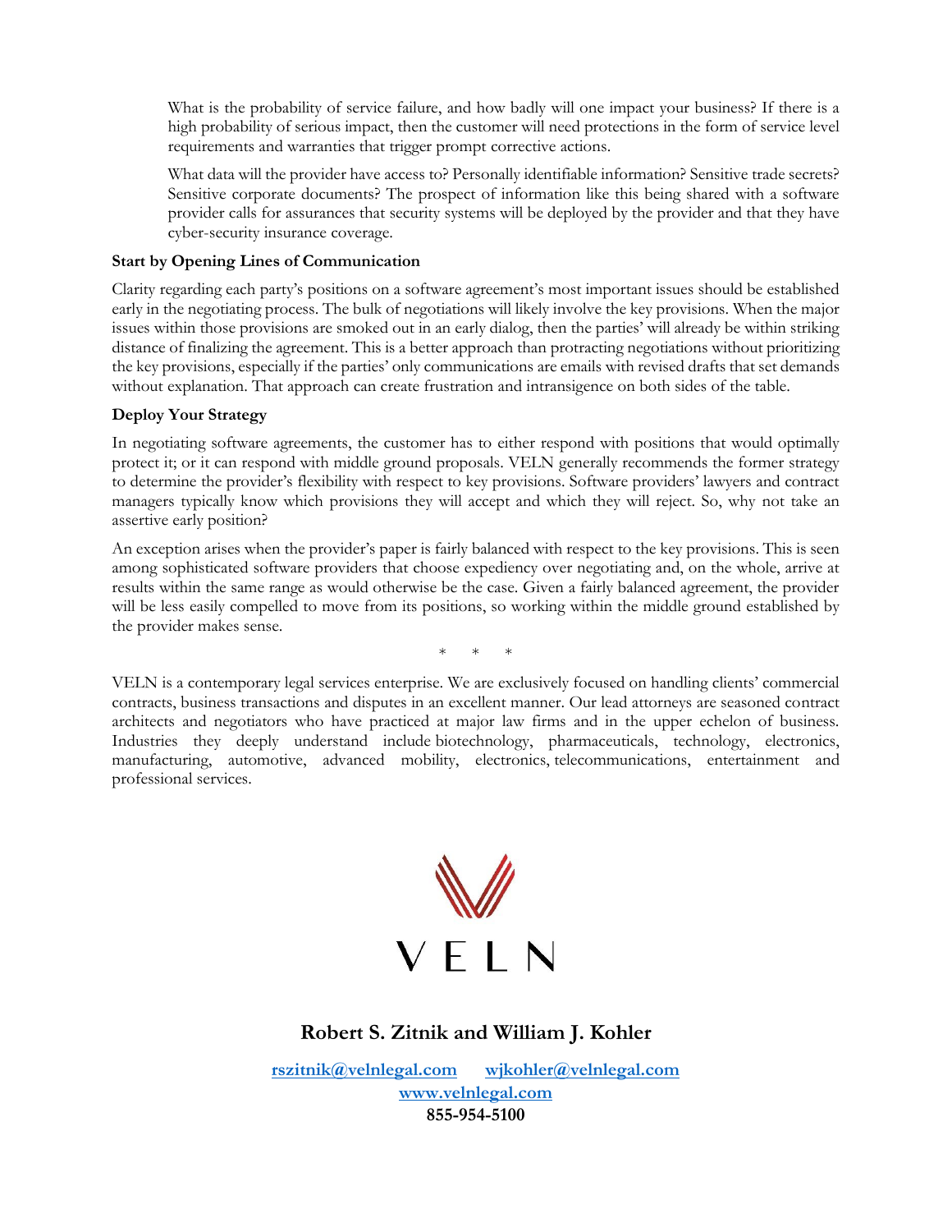What is the probability of service failure, and how badly will one impact your business? If there is a high probability of serious impact, then the customer will need protections in the form of service level requirements and warranties that trigger prompt corrective actions.

What data will the provider have access to? Personally identifiable information? Sensitive trade secrets? Sensitive corporate documents? The prospect of information like this being shared with a software provider calls for assurances that security systems will be deployed by the provider and that they have cyber-security insurance coverage.

**Start by Opening Lines of Communication**

Clarity regarding each party's positions on a software agreement's most important issues should be established early in the negotiating process. The bulk of negotiations will likely involve the key provisions. When the major issues within those provisions are smoked out in an early dialog, then the parties' will already be within striking distance of finalizing the agreement. This is a better approach than protracting negotiations without prioritizing the key provisions, especially if the parties' only communications are emails with revised drafts that set demands without explanation. That approach can create frustration and intransigence on both sides of the table.

**Deploy Your Strategy**

In negotiating software agreements, the customer has to either respond with positions that would optimally protect it; or it can respond with middle ground proposals. VELN generally recommends the former strategy to determine the provider's flexibility with respect to key provisions. Software providers' lawyers and contract managers typically know which provisions they will accept and which they will reject. So, why not take an assertive early position?

An exception arises when the provider's paper is fairly balanced with respect to the key provisions. This is seen among sophisticated software providers that choose expediency over negotiating and, on the whole, arrive at results within the same range as would otherwise be the case. Given a fairly balanced agreement, the provider will be less easily compelled to move from its positions, so working within the middle ground established by the provider makes sense.

\* \* \*

VELN is a contemporary legal services enterprise. We are exclusively focused on handling clients' commercial contracts, business transactions and disputes in an excellent manner. Our lead attorneys are seasoned contract architects and negotiators who have practiced at major law firms and in the upper echelon of business. Industries they deeply understand include biotechnology, pharmaceuticals, technology, electronics, manufacturing, automotive, advanced mobility, electronics, telecommunications, entertainment and professional services.

VELN

**Robert S. Zitnik and William J. Kohler**

rszitnik@velnlegal.com wjkohler@velnlegal.com
www.velnlegal.com
**855-954-5100**